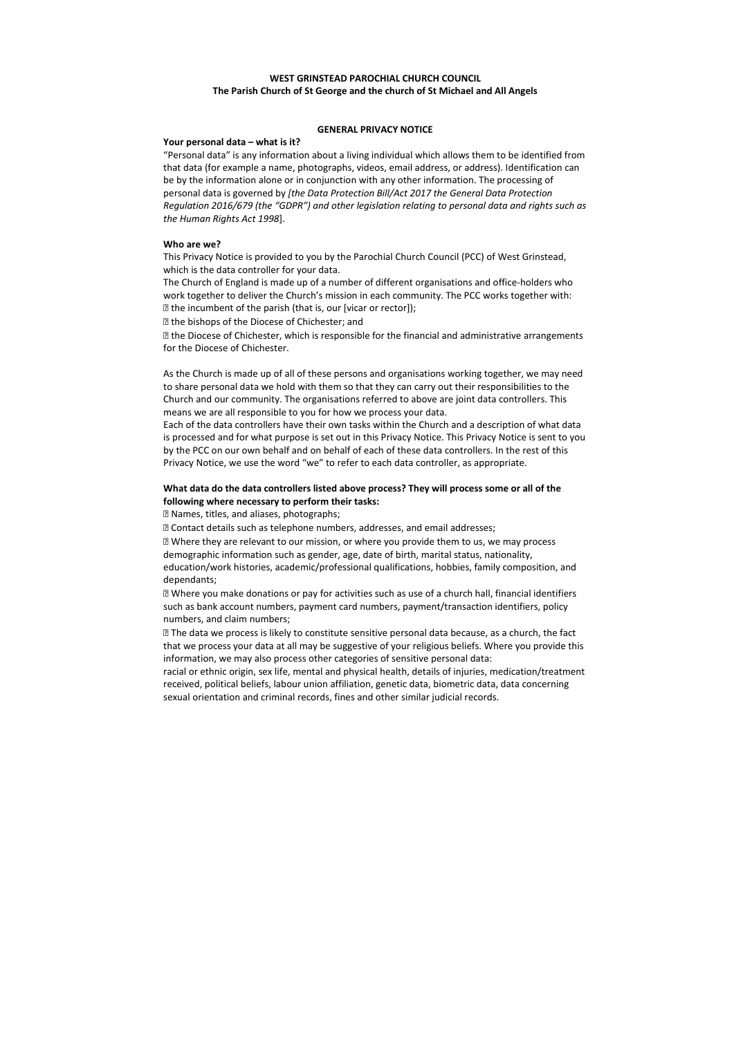**WEST GRINSTEAD PAROCHIAL CHURCH COUNCIL**
**The Parish Church of St George and the church of St Michael and All Angels**

## GENERAL PRIVACY NOTICE

### Your personal data – what is it?

"Personal data" is any information about a living individual which allows them to be identified from that data (for example a name, photographs, videos, email address, or address). Identification can be by the information alone or in conjunction with any other information. The processing of personal data is governed by *[the Data Protection Bill/Act 2017 the General Data Protection Regulation 2016/679 (the "GDPR") and other legislation relating to personal data and rights such as the Human Rights Act 1998*].

### Who are we?

This Privacy Notice is provided to you by the Parochial Church Council (PCC) of West Grinstead, which is the data controller for your data.

The Church of England is made up of a number of different organisations and office-holders who work together to deliver the Church's mission in each community. The PCC works together with:

- the incumbent of the parish (that is, our [vicar or rector]);
- the bishops of the Diocese of Chichester; and
- the Diocese of Chichester, which is responsible for the financial and administrative arrangements for the Diocese of Chichester.

As the Church is made up of all of these persons and organisations working together, we may need to share personal data we hold with them so that they can carry out their responsibilities to the Church and our community. The organisations referred to above are joint data controllers. This means we are all responsible to you for how we process your data.

Each of the data controllers have their own tasks within the Church and a description of what data is processed and for what purpose is set out in this Privacy Notice. This Privacy Notice is sent to you by the PCC on our own behalf and on behalf of each of these data controllers. In the rest of this Privacy Notice, we use the word "we" to refer to each data controller, as appropriate.

### What data do the data controllers listed above process? They will process some or all of the following where necessary to perform their tasks:

- Names, titles, and aliases, photographs;
- Contact details such as telephone numbers, addresses, and email addresses;
- Where they are relevant to our mission, or where you provide them to us, we may process demographic information such as gender, age, date of birth, marital status, nationality, education/work histories, academic/professional qualifications, hobbies, family composition, and dependants;
- Where you make donations or pay for activities such as use of a church hall, financial identifiers such as bank account numbers, payment card numbers, payment/transaction identifiers, policy numbers, and claim numbers;
- The data we process is likely to constitute sensitive personal data because, as a church, the fact that we process your data at all may be suggestive of your religious beliefs. Where you provide this information, we may also process other categories of sensitive personal data:

racial or ethnic origin, sex life, mental and physical health, details of injuries, medication/treatment received, political beliefs, labour union affiliation, genetic data, biometric data, data concerning sexual orientation and criminal records, fines and other similar judicial records.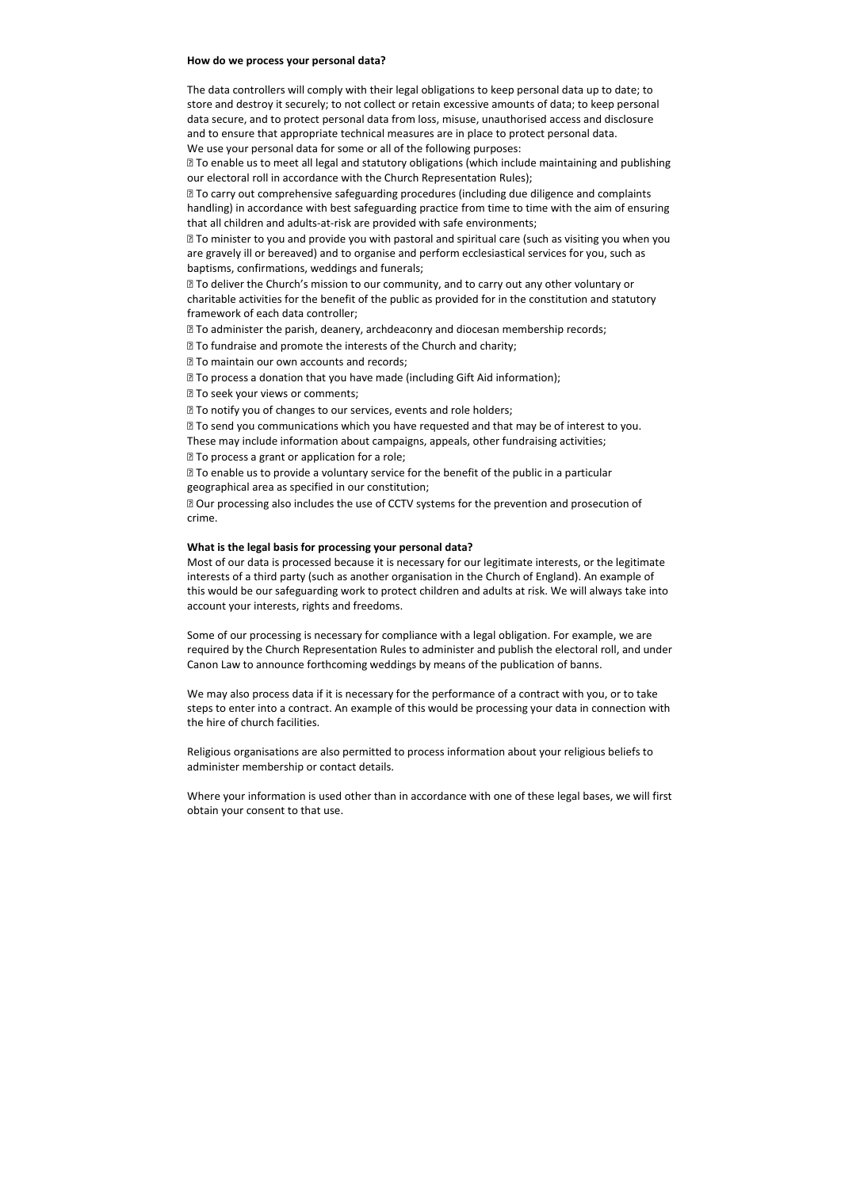**How do we process your personal data?**

The data controllers will comply with their legal obligations to keep personal data up to date; to store and destroy it securely; to not collect or retain excessive amounts of data; to keep personal data secure, and to protect personal data from loss, misuse, unauthorised access and disclosure and to ensure that appropriate technical measures are in place to protect personal data.

We use your personal data for some or all of the following purposes:

- To enable us to meet all legal and statutory obligations (which include maintaining and publishing our electoral roll in accordance with the Church Representation Rules);
- To carry out comprehensive safeguarding procedures (including due diligence and complaints handling) in accordance with best safeguarding practice from time to time with the aim of ensuring that all children and adults-at-risk are provided with safe environments;
- To minister to you and provide you with pastoral and spiritual care (such as visiting you when you are gravely ill or bereaved) and to organise and perform ecclesiastical services for you, such as baptisms, confirmations, weddings and funerals;
- To deliver the Church's mission to our community, and to carry out any other voluntary or charitable activities for the benefit of the public as provided for in the constitution and statutory framework of each data controller;
- To administer the parish, deanery, archdeaconry and diocesan membership records;
- To fundraise and promote the interests of the Church and charity;
- To maintain our own accounts and records;
- To process a donation that you have made (including Gift Aid information);
- To seek your views or comments;
- To notify you of changes to our services, events and role holders;
- To send you communications which you have requested and that may be of interest to you. These may include information about campaigns, appeals, other fundraising activities;
- To process a grant or application for a role;
- To enable us to provide a voluntary service for the benefit of the public in a particular geographical area as specified in our constitution;
- Our processing also includes the use of CCTV systems for the prevention and prosecution of crime.

**What is the legal basis for processing your personal data?**

Most of our data is processed because it is necessary for our legitimate interests, or the legitimate interests of a third party (such as another organisation in the Church of England). An example of this would be our safeguarding work to protect children and adults at risk. We will always take into account your interests, rights and freedoms.

Some of our processing is necessary for compliance with a legal obligation. For example, we are required by the Church Representation Rules to administer and publish the electoral roll, and under Canon Law to announce forthcoming weddings by means of the publication of banns.

We may also process data if it is necessary for the performance of a contract with you, or to take steps to enter into a contract. An example of this would be processing your data in connection with the hire of church facilities.

Religious organisations are also permitted to process information about your religious beliefs to administer membership or contact details.

Where your information is used other than in accordance with one of these legal bases, we will first obtain your consent to that use.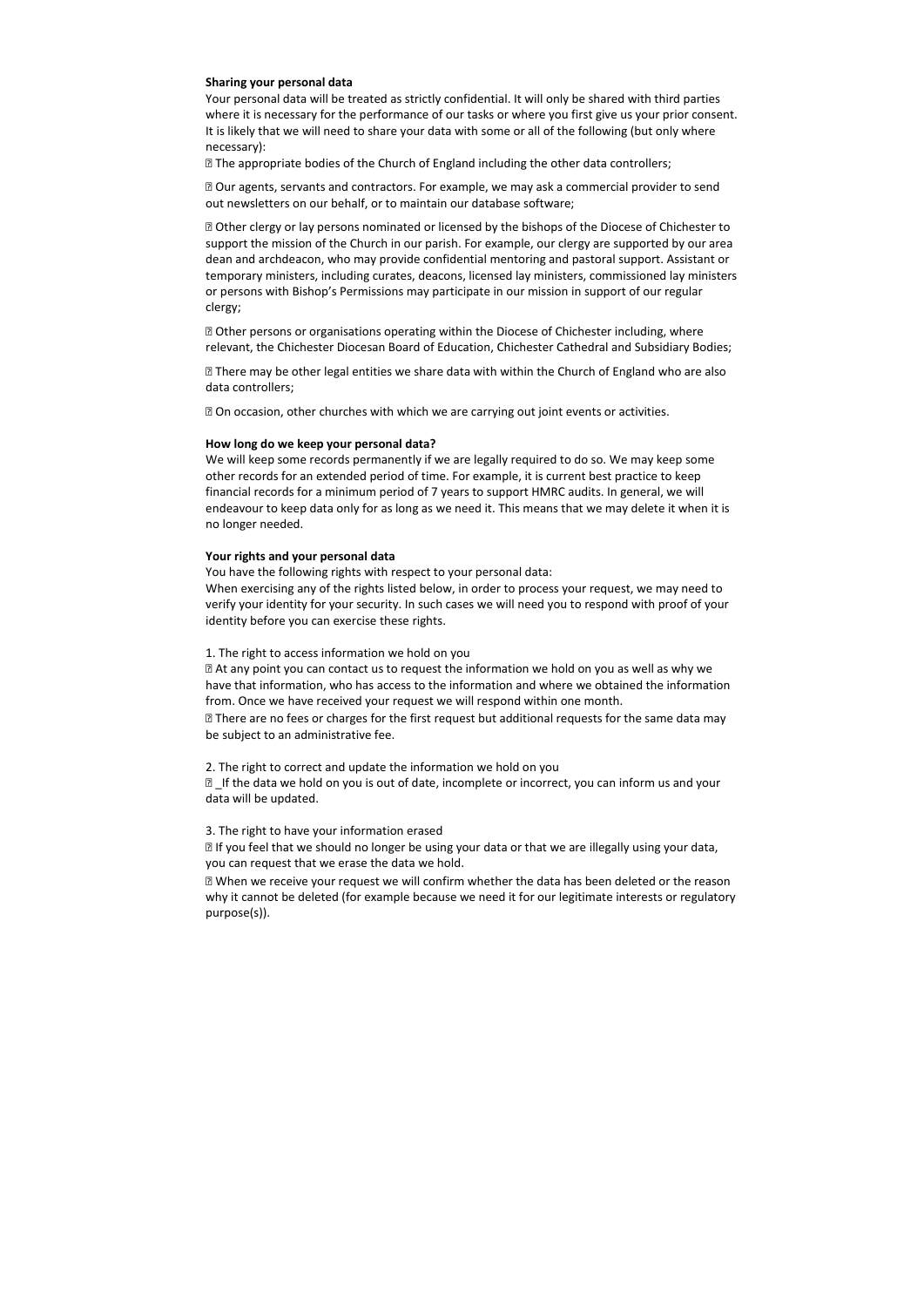**Sharing your personal data**

Your personal data will be treated as strictly confidential. It will only be shared with third parties where it is necessary for the performance of our tasks or where you first give us your prior consent. It is likely that we will need to share your data with some or all of the following (but only where necessary):

- The appropriate bodies of the Church of England including the other data controllers;
- Our agents, servants and contractors. For example, we may ask a commercial provider to send out newsletters on our behalf, or to maintain our database software;
- Other clergy or lay persons nominated or licensed by the bishops of the Diocese of Chichester to support the mission of the Church in our parish. For example, our clergy are supported by our area dean and archdeacon, who may provide confidential mentoring and pastoral support. Assistant or temporary ministers, including curates, deacons, licensed lay ministers, commissioned lay ministers or persons with Bishop's Permissions may participate in our mission in support of our regular clergy;
- Other persons or organisations operating within the Diocese of Chichester including, where relevant, the Chichester Diocesan Board of Education, Chichester Cathedral and Subsidiary Bodies;
- There may be other legal entities we share data with within the Church of England who are also data controllers;
- On occasion, other churches with which we are carrying out joint events or activities.

**How long do we keep your personal data?**

We will keep some records permanently if we are legally required to do so. We may keep some other records for an extended period of time. For example, it is current best practice to keep financial records for a minimum period of 7 years to support HMRC audits. In general, we will endeavour to keep data only for as long as we need it. This means that we may delete it when it is no longer needed.

**Your rights and your personal data**

You have the following rights with respect to your personal data:
When exercising any of the rights listed below, in order to process your request, we may need to verify your identity for your security. In such cases we will need you to respond with proof of your identity before you can exercise these rights.

1. The right to access information we hold on you
   - At any point you can contact us to request the information we hold on you as well as why we have that information, who has access to the information and where we obtained the information from. Once we have received your request we will respond within one month.
   - There are no fees or charges for the first request but additional requests for the same data may be subject to an administrative fee.

2. The right to correct and update the information we hold on you
   - _If the data we hold on you is out of date, incomplete or incorrect, you can inform us and your data will be updated.

3. The right to have your information erased
   - If you feel that we should no longer be using your data or that we are illegally using your data, you can request that we erase the data we hold.
   - When we receive your request we will confirm whether the data has been deleted or the reason why it cannot be deleted (for example because we need it for our legitimate interests or regulatory purpose(s)).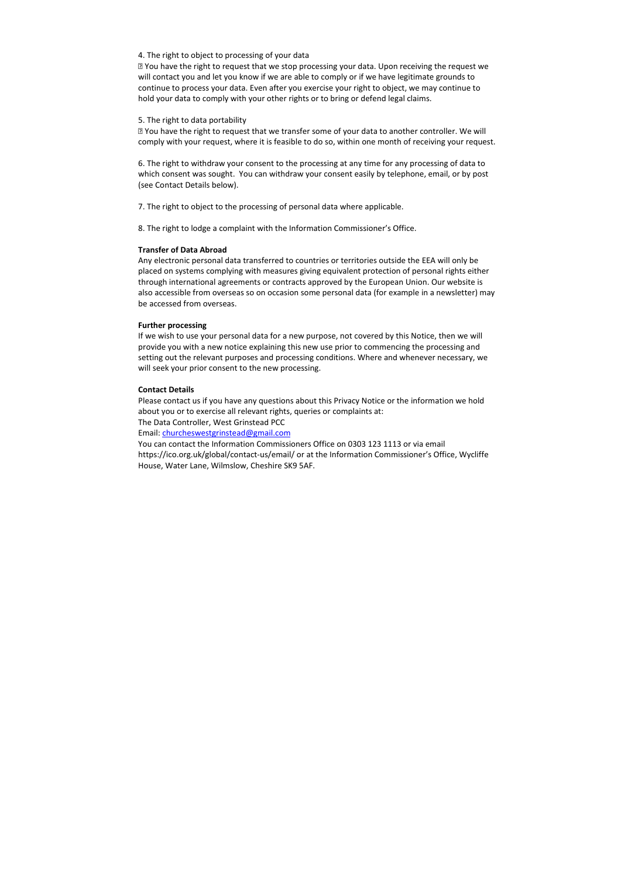4. The right to object to processing of your data

 You have the right to request that we stop processing your data. Upon receiving the request we will contact you and let you know if we are able to comply or if we have legitimate grounds to continue to process your data. Even after you exercise your right to object, we may continue to hold your data to comply with your other rights or to bring or defend legal claims.

5. The right to data portability

 You have the right to request that we transfer some of your data to another controller. We will comply with your request, where it is feasible to do so, within one month of receiving your request.

6. The right to withdraw your consent to the processing at any time for any processing of data to which consent was sought. You can withdraw your consent easily by telephone, email, or by post (see Contact Details below).

7. The right to object to the processing of personal data where applicable.

8. The right to lodge a complaint with the Information Commissioner's Office.

**Transfer of Data Abroad**

Any electronic personal data transferred to countries or territories outside the EEA will only be placed on systems complying with measures giving equivalent protection of personal rights either through international agreements or contracts approved by the European Union. Our website is also accessible from overseas so on occasion some personal data (for example in a newsletter) may be accessed from overseas.

**Further processing**

If we wish to use your personal data for a new purpose, not covered by this Notice, then we will provide you with a new notice explaining this new use prior to commencing the processing and setting out the relevant purposes and processing conditions. Where and whenever necessary, we will seek your prior consent to the new processing.

**Contact Details**

Please contact us if you have any questions about this Privacy Notice or the information we hold about you or to exercise all relevant rights, queries or complaints at:

The Data Controller, West Grinstead PCC

Email: churcheswestgrinstead@gmail.com

You can contact the Information Commissioners Office on 0303 123 1113 or via email https://ico.org.uk/global/contact-us/email/ or at the Information Commissioner's Office, Wycliffe House, Water Lane, Wilmslow, Cheshire SK9 5AF.